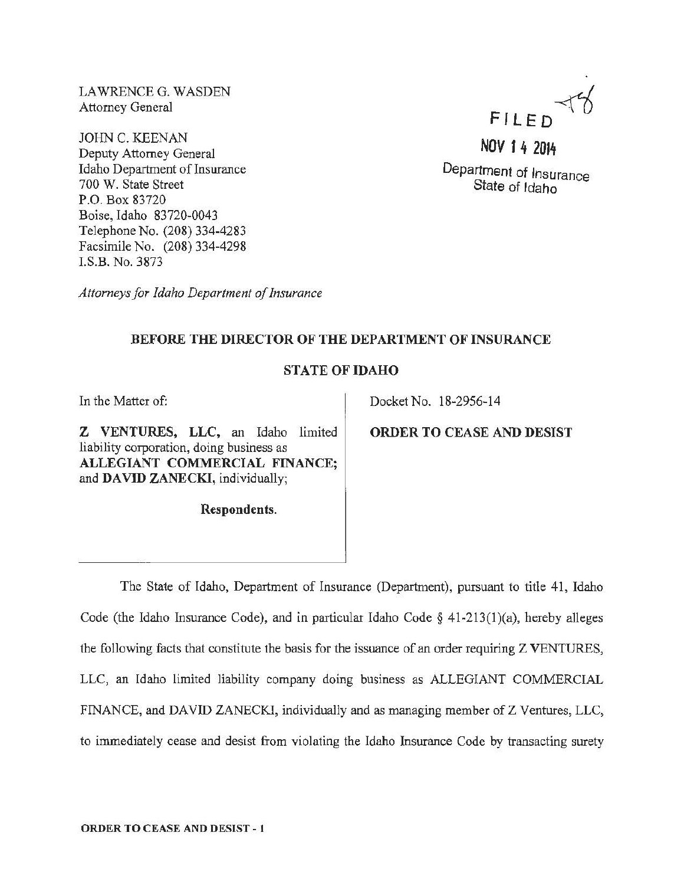LAWRENCE G. WASDEN
Attorney General

JOHN C. KEENAN
Deputy Attorney General
Idaho Department of Insurance
700 W. State Street
P.O. Box 83720
Boise, Idaho 83720-0043
Telephone No. (208) 334-4283
Facsimile No. (208) 334-4298
I.S.B. No. 3873

*Attorneys for Idaho Department of Insurance*

FILED

NOV 14 2014

Department of Insurance
State of Idaho

**BEFORE THE DIRECTOR OF THE DEPARTMENT OF INSURANCE**

**STATE OF IDAHO**

In the Matter of:

**Z VENTURES, LLC**, an Idaho limited liability corporation, doing business as **ALLEGIANT COMMERCIAL FINANCE;** and **DAVID ZANECKI**, individually;

**Respondents.**

Docket No. 18-2956-14

**ORDER TO CEASE AND DESIST**

The State of Idaho, Department of Insurance (Department), pursuant to title 41, Idaho Code (the Idaho Insurance Code), and in particular Idaho Code § 41-213(1)(a), hereby alleges the following facts that constitute the basis for the issuance of an order requiring Z VENTURES, LLC, an Idaho limited liability company doing business as ALLEGIANT COMMERCIAL FINANCE, and DAVID ZANECKI, individually and as managing member of Z Ventures, LLC, to immediately cease and desist from violating the Idaho Insurance Code by transacting surety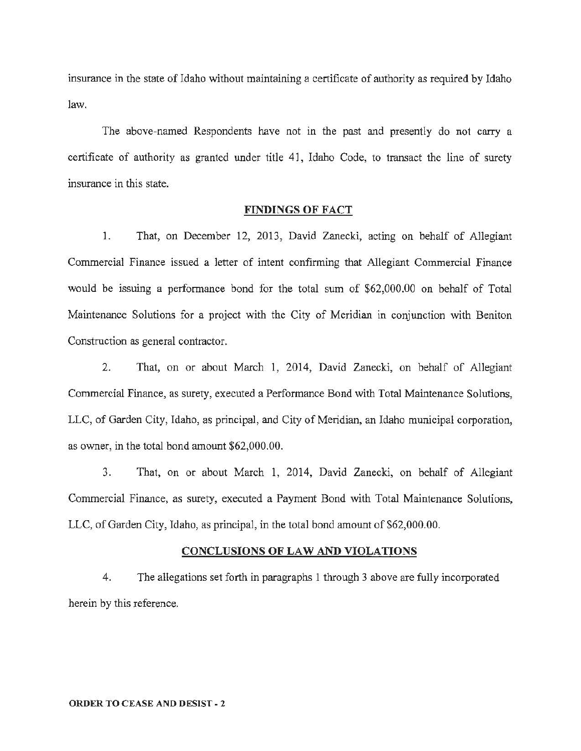insurance in the state of Idaho without maintaining a certificate of authority as required by Idaho law.

The above-named Respondents have not in the past and presently do not carry a certificate of authority as granted under title 41, Idaho Code, to transact the line of surety insurance in this state.

## FINDINGS OF FACT

1. That, on December 12, 2013, David Zanecki, acting on behalf of Allegiant Commercial Finance issued a letter of intent confirming that Allegiant Commercial Finance would be issuing a performance bond for the total sum of $62,000.00 on behalf of Total Maintenance Solutions for a project with the City of Meridian in conjunction with Beniton Construction as general contractor.

2. That, on or about March 1, 2014, David Zanecki, on behalf of Allegiant Commercial Finance, as surety, executed a Performance Bond with Total Maintenance Solutions, LLC, of Garden City, Idaho, as principal, and City of Meridian, an Idaho municipal corporation, as owner, in the total bond amount $62,000.00.

3. That, on or about March 1, 2014, David Zanecki, on behalf of Allegiant Commercial Finance, as surety, executed a Payment Bond with Total Maintenance Solutions, LLC, of Garden City, Idaho, as principal, in the total bond amount of $62,000.00.

## CONCLUSIONS OF LAW AND VIOLATIONS

4. The allegations set forth in paragraphs 1 through 3 above are fully incorporated herein by this reference.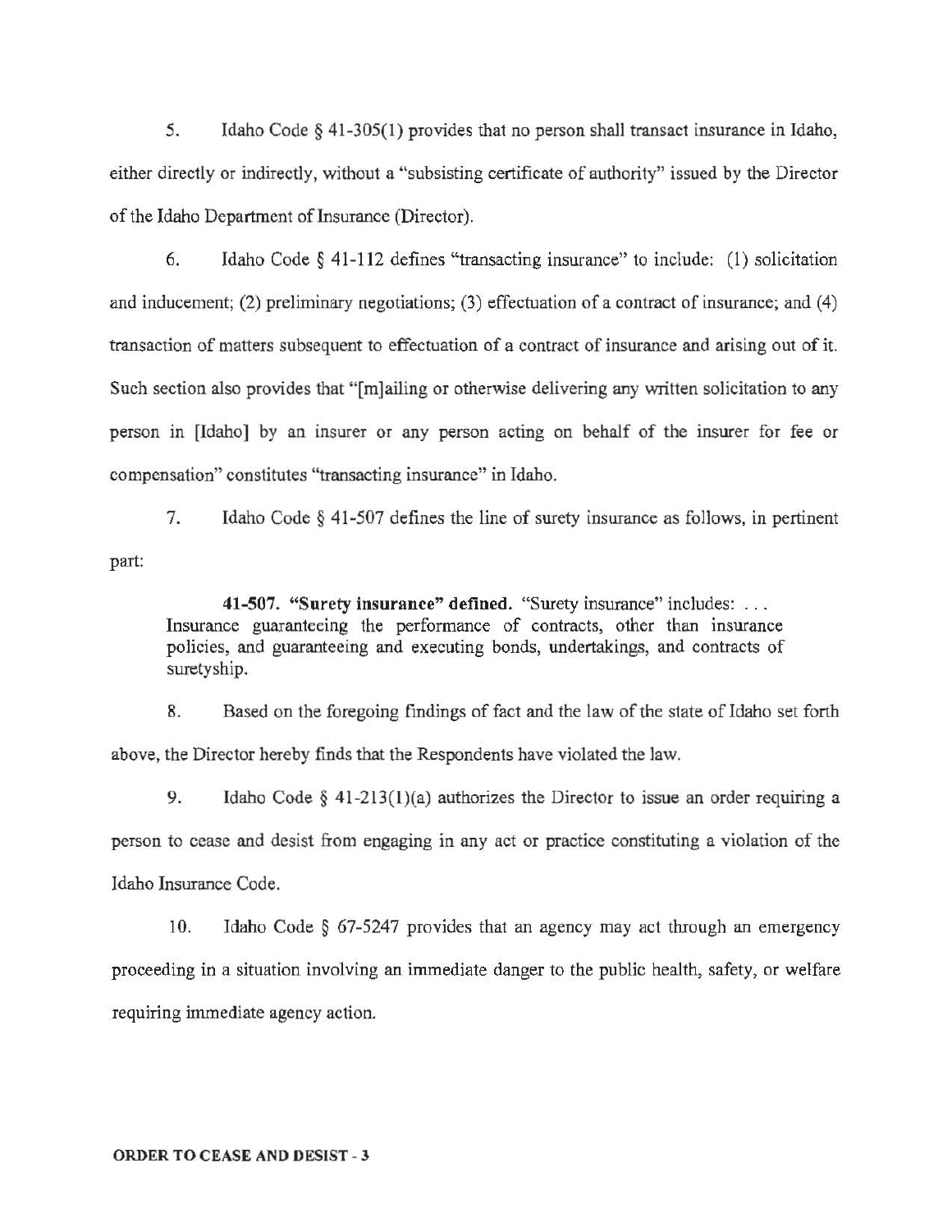5. Idaho Code § 41-305(1) provides that no person shall transact insurance in Idaho, either directly or indirectly, without a "subsisting certificate of authority" issued by the Director of the Idaho Department of Insurance (Director).

6. Idaho Code § 41-112 defines "transacting insurance" to include: (1) solicitation and inducement; (2) preliminary negotiations; (3) effectuation of a contract of insurance; and (4) transaction of matters subsequent to effectuation of a contract of insurance and arising out of it. Such section also provides that "[m]ailing or otherwise delivering any written solicitation to any person in [Idaho] by an insurer or any person acting on behalf of the insurer for fee or compensation" constitutes "transacting insurance" in Idaho.

7. Idaho Code § 41-507 defines the line of surety insurance as follows, in pertinent part:

> **41-507. "Surety insurance" defined.** "Surety insurance" includes: . . . Insurance guaranteeing the performance of contracts, other than insurance policies, and guaranteeing and executing bonds, undertakings, and contracts of suretyship.

8. Based on the foregoing findings of fact and the law of the state of Idaho set forth above, the Director hereby finds that the Respondents have violated the law.

9. Idaho Code § 41-213(1)(a) authorizes the Director to issue an order requiring a person to cease and desist from engaging in any act or practice constituting a violation of the Idaho Insurance Code.

10. Idaho Code § 67-5247 provides that an agency may act through an emergency proceeding in a situation involving an immediate danger to the public health, safety, or welfare requiring immediate agency action.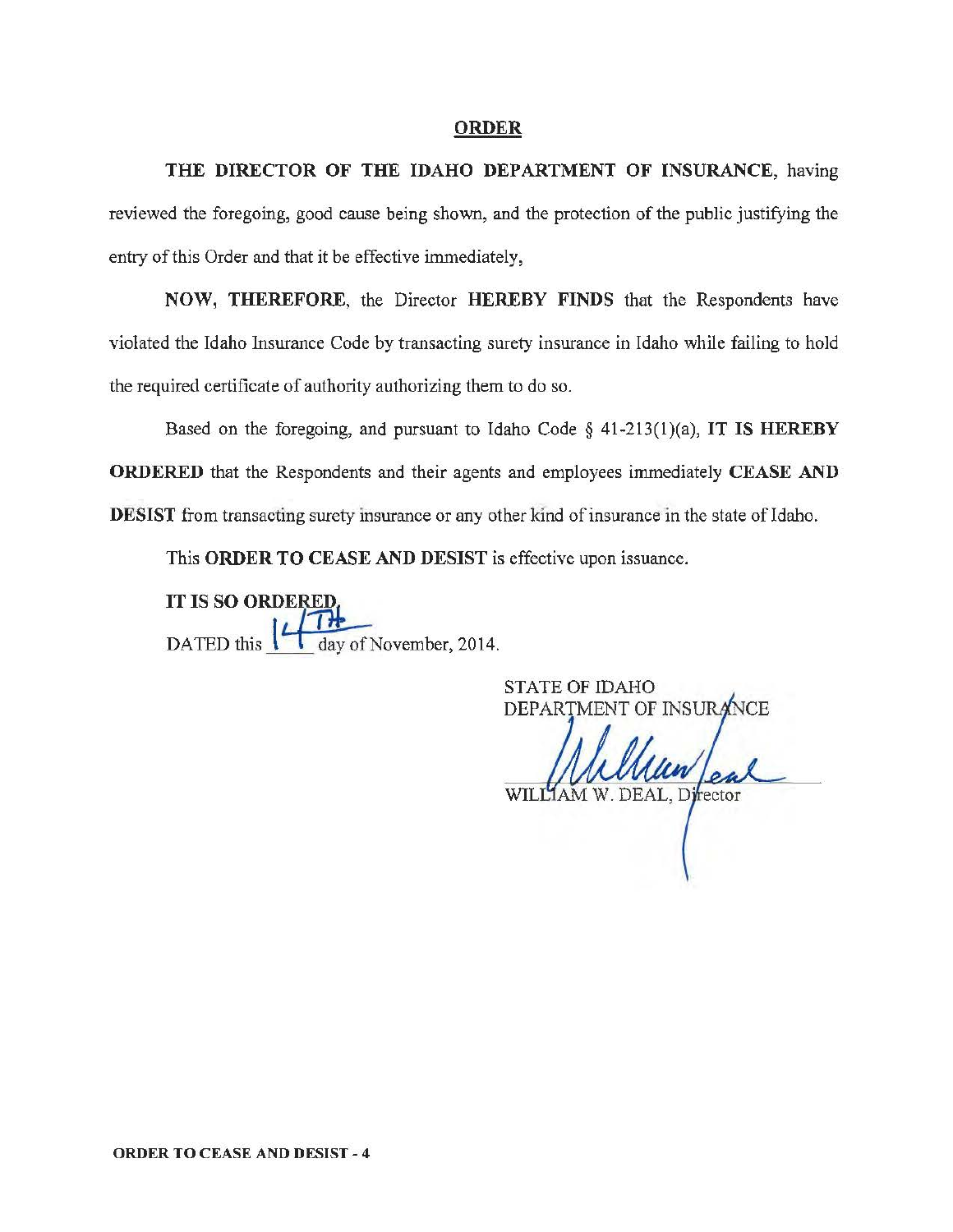## ORDER

**THE DIRECTOR OF THE IDAHO DEPARTMENT OF INSURANCE**, having reviewed the foregoing, good cause being shown, and the protection of the public justifying the entry of this Order and that it be effective immediately,

**NOW, THEREFORE**, the Director **HEREBY FINDS** that the Respondents have violated the Idaho Insurance Code by transacting surety insurance in Idaho while failing to hold the required certificate of authority authorizing them to do so.

Based on the foregoing, and pursuant to Idaho Code § 41-213(1)(a), **IT IS HEREBY ORDERED** that the Respondents and their agents and employees immediately **CEASE AND DESIST** from transacting surety insurance or any other kind of insurance in the state of Idaho.

This **ORDER TO CEASE AND DESIST** is effective upon issuance.

**IT IS SO ORDERED.**

DATED this 14TH day of November, 2014.

STATE OF IDAHO
DEPARTMENT OF INSURANCE

WILLIAM W. DEAL, Director

**ORDER TO CEASE AND DESIST - 4**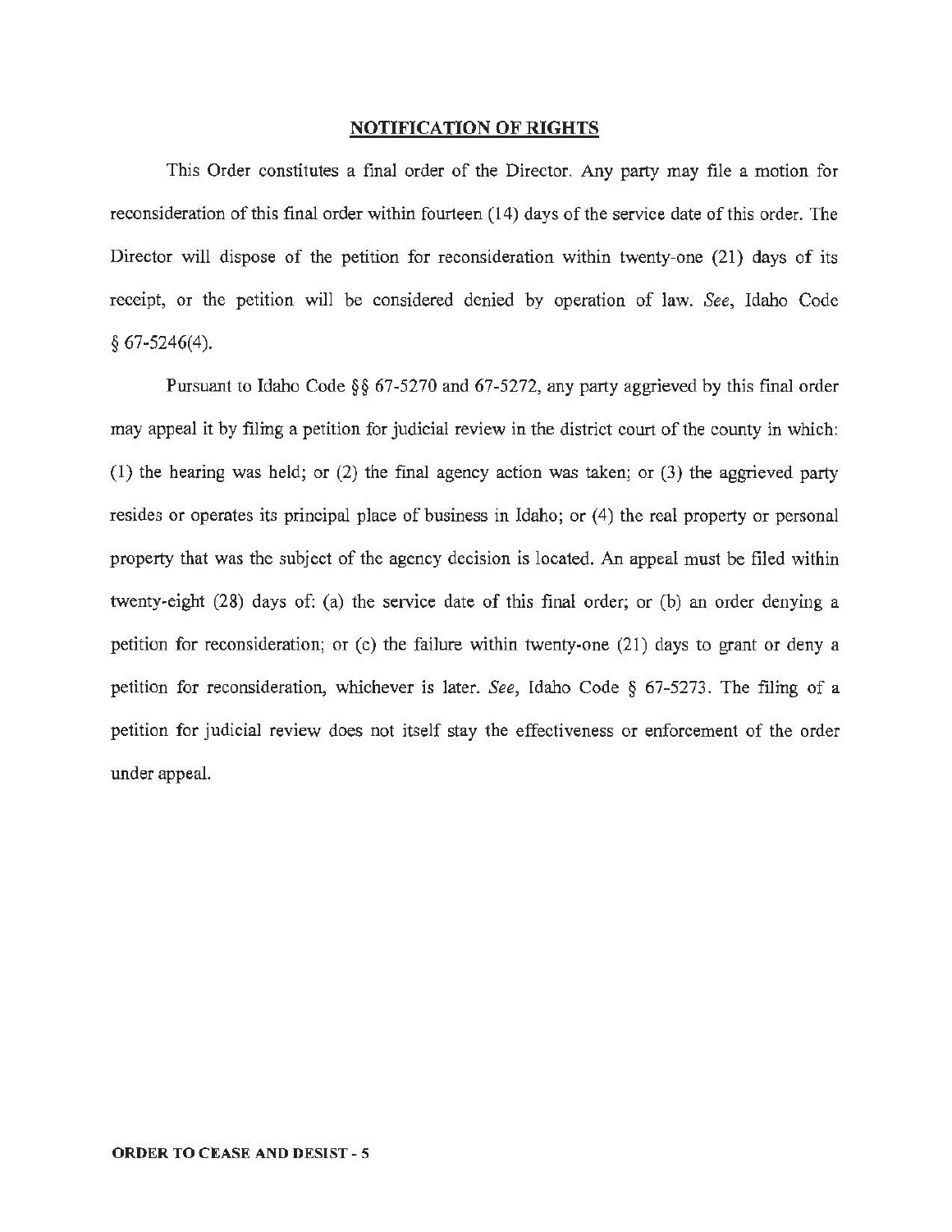## NOTIFICATION OF RIGHTS

This Order constitutes a final order of the Director. Any party may file a motion for reconsideration of this final order within fourteen (14) days of the service date of this order. The Director will dispose of the petition for reconsideration within twenty-one (21) days of its receipt, or the petition will be considered denied by operation of law. *See*, Idaho Code § 67-5246(4).

Pursuant to Idaho Code §§ 67-5270 and 67-5272, any party aggrieved by this final order may appeal it by filing a petition for judicial review in the district court of the county in which: (1) the hearing was held; or (2) the final agency action was taken; or (3) the aggrieved party resides or operates its principal place of business in Idaho; or (4) the real property or personal property that was the subject of the agency decision is located. An appeal must be filed within twenty-eight (28) days of: (a) the service date of this final order; or (b) an order denying a petition for reconsideration; or (c) the failure within twenty-one (21) days to grant or deny a petition for reconsideration, whichever is later. *See*, Idaho Code § 67-5273. The filing of a petition for judicial review does not itself stay the effectiveness or enforcement of the order under appeal.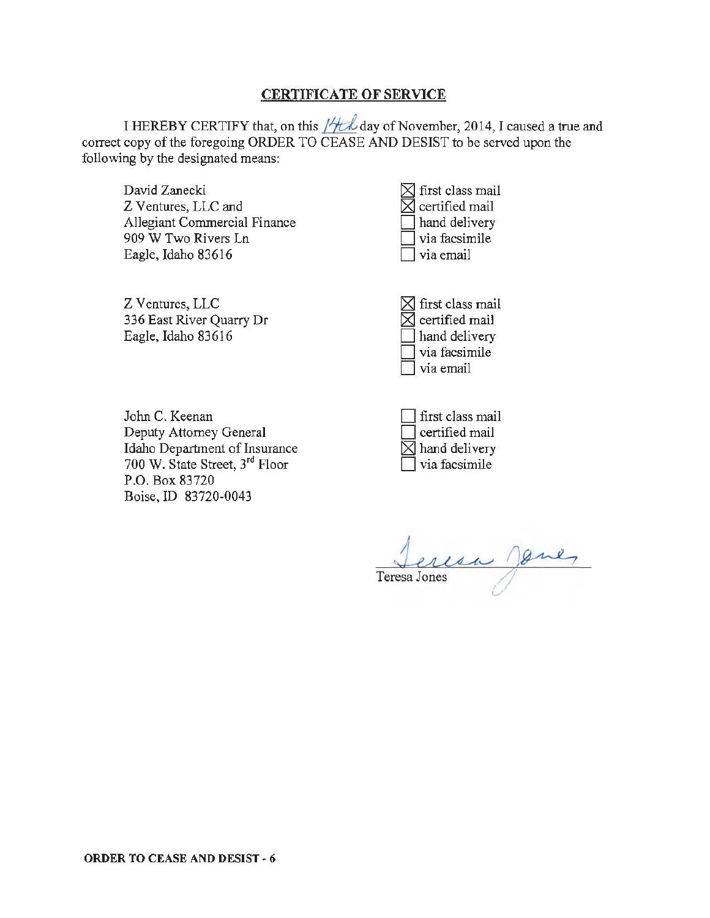## CERTIFICATE OF SERVICE

I HEREBY CERTIFY that, on this 14th day of November, 2014, I caused a true and correct copy of the foregoing ORDER TO CEASE AND DESIST to be served upon the following by the designated means:

| | |
|---|---|
| David Zanecki<br>Z Ventures, LLC and<br>Allegiant Commercial Finance<br>909 W Two Rivers Ln<br>Eagle, Idaho 83616 | ☒ first class mail<br>☒ certified mail<br>☐ hand delivery<br>☐ via facsimile<br>☐ via email |
| Z Ventures, LLC<br>336 East River Quarry Dr<br>Eagle, Idaho 83616 | ☒ first class mail<br>☒ certified mail<br>☐ hand delivery<br>☐ via facsimile<br>☐ via email |
| John C. Keenan<br>Deputy Attorney General<br>Idaho Department of Insurance<br>700 W. State Street, 3rd Floor<br>P.O. Box 83720<br>Boise, ID 83720-0043 | ☐ first class mail<br>☐ certified mail<br>☒ hand delivery<br>☐ via facsimile |

Teresa Jones

Teresa Jones

**ORDER TO CEASE AND DESIST - 6**